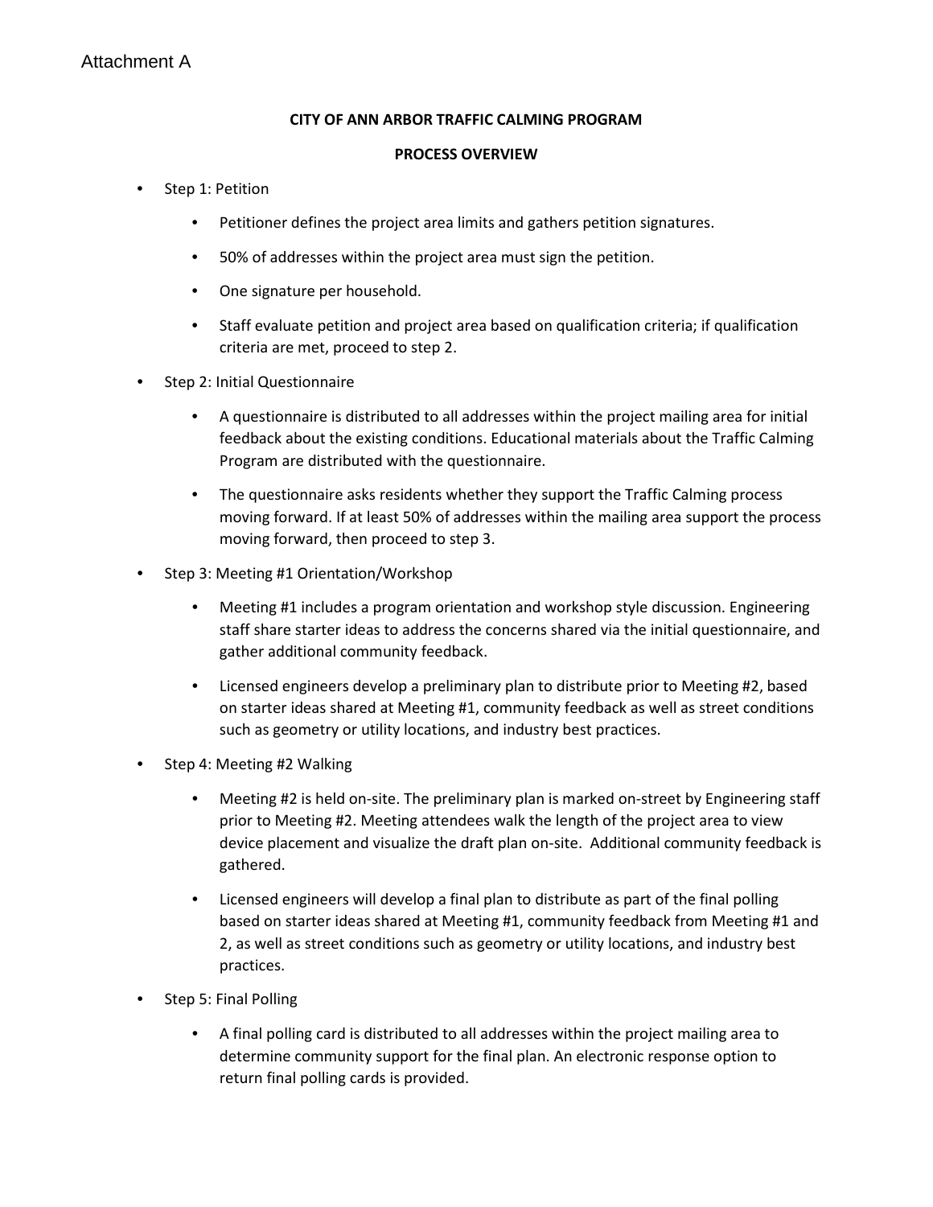Attachment A

## CITY OF ANN ARBOR TRAFFIC CALMING PROGRAM

### PROCESS OVERVIEW

- Step 1: Petition
  - Petitioner defines the project area limits and gathers petition signatures.
  - 50% of addresses within the project area must sign the petition.
  - One signature per household.
  - Staff evaluate petition and project area based on qualification criteria; if qualification criteria are met, proceed to step 2.
- Step 2: Initial Questionnaire
  - A questionnaire is distributed to all addresses within the project mailing area for initial feedback about the existing conditions. Educational materials about the Traffic Calming Program are distributed with the questionnaire.
  - The questionnaire asks residents whether they support the Traffic Calming process moving forward. If at least 50% of addresses within the mailing area support the process moving forward, then proceed to step 3.
- Step 3: Meeting #1 Orientation/Workshop
  - Meeting #1 includes a program orientation and workshop style discussion. Engineering staff share starter ideas to address the concerns shared via the initial questionnaire, and gather additional community feedback.
  - Licensed engineers develop a preliminary plan to distribute prior to Meeting #2, based on starter ideas shared at Meeting #1, community feedback as well as street conditions such as geometry or utility locations, and industry best practices.
- Step 4: Meeting #2 Walking
  - Meeting #2 is held on-site. The preliminary plan is marked on-street by Engineering staff prior to Meeting #2. Meeting attendees walk the length of the project area to view device placement and visualize the draft plan on-site. Additional community feedback is gathered.
  - Licensed engineers will develop a final plan to distribute as part of the final polling based on starter ideas shared at Meeting #1, community feedback from Meeting #1 and 2, as well as street conditions such as geometry or utility locations, and industry best practices.
- Step 5: Final Polling
  - A final polling card is distributed to all addresses within the project mailing area to determine community support for the final plan. An electronic response option to return final polling cards is provided.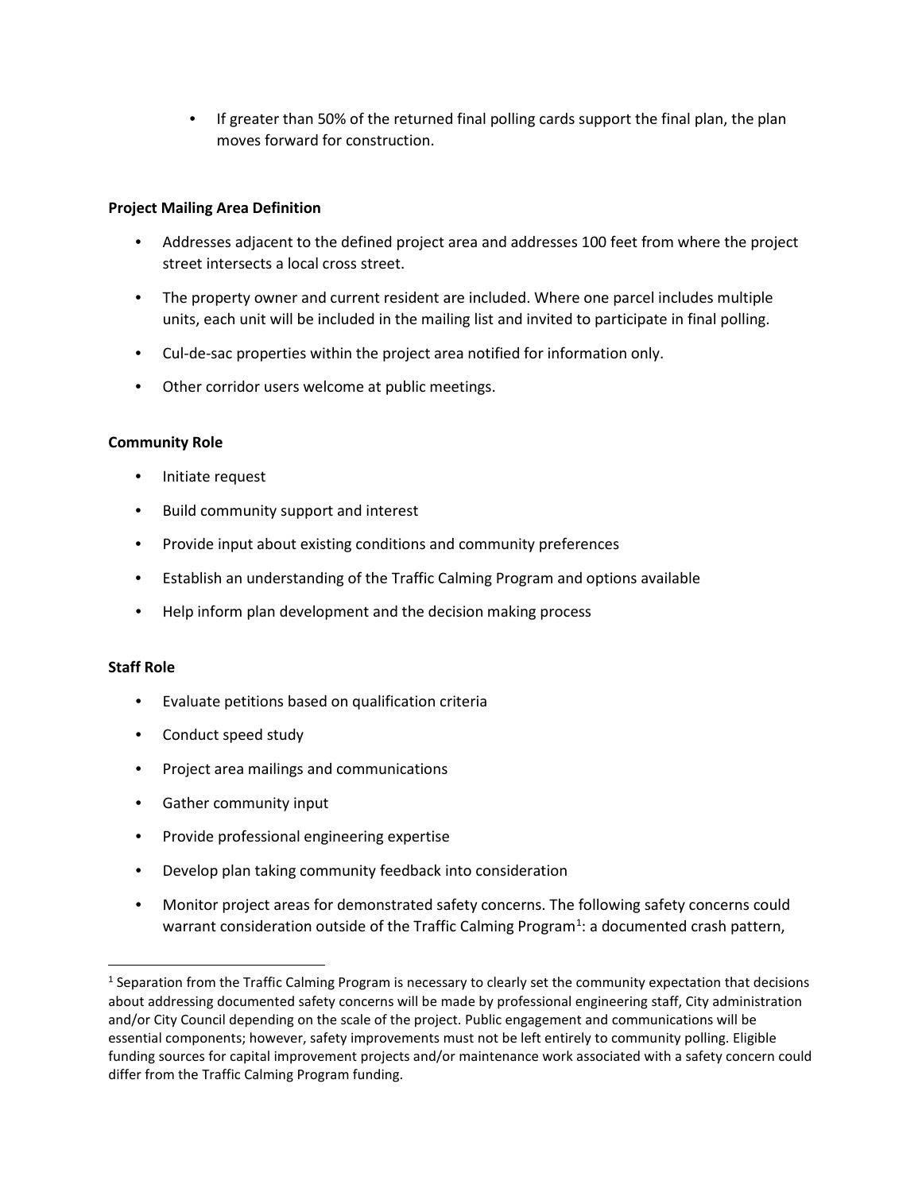- If greater than 50% of the returned final polling cards support the final plan, the plan moves forward for construction.

**Project Mailing Area Definition**

- Addresses adjacent to the defined project area and addresses 100 feet from where the project street intersects a local cross street.
- The property owner and current resident are included. Where one parcel includes multiple units, each unit will be included in the mailing list and invited to participate in final polling.
- Cul-de-sac properties within the project area notified for information only.
- Other corridor users welcome at public meetings.

**Community Role**

- Initiate request
- Build community support and interest
- Provide input about existing conditions and community preferences
- Establish an understanding of the Traffic Calming Program and options available
- Help inform plan development and the decision making process

**Staff Role**

- Evaluate petitions based on qualification criteria
- Conduct speed study
- Project area mailings and communications
- Gather community input
- Provide professional engineering expertise
- Develop plan taking community feedback into consideration
- Monitor project areas for demonstrated safety concerns. The following safety concerns could warrant consideration outside of the Traffic Calming Program[1]: a documented crash pattern,

[1] Separation from the Traffic Calming Program is necessary to clearly set the community expectation that decisions about addressing documented safety concerns will be made by professional engineering staff, City administration and/or City Council depending on the scale of the project. Public engagement and communications will be essential components; however, safety improvements must not be left entirely to community polling. Eligible funding sources for capital improvement projects and/or maintenance work associated with a safety concern could differ from the Traffic Calming Program funding.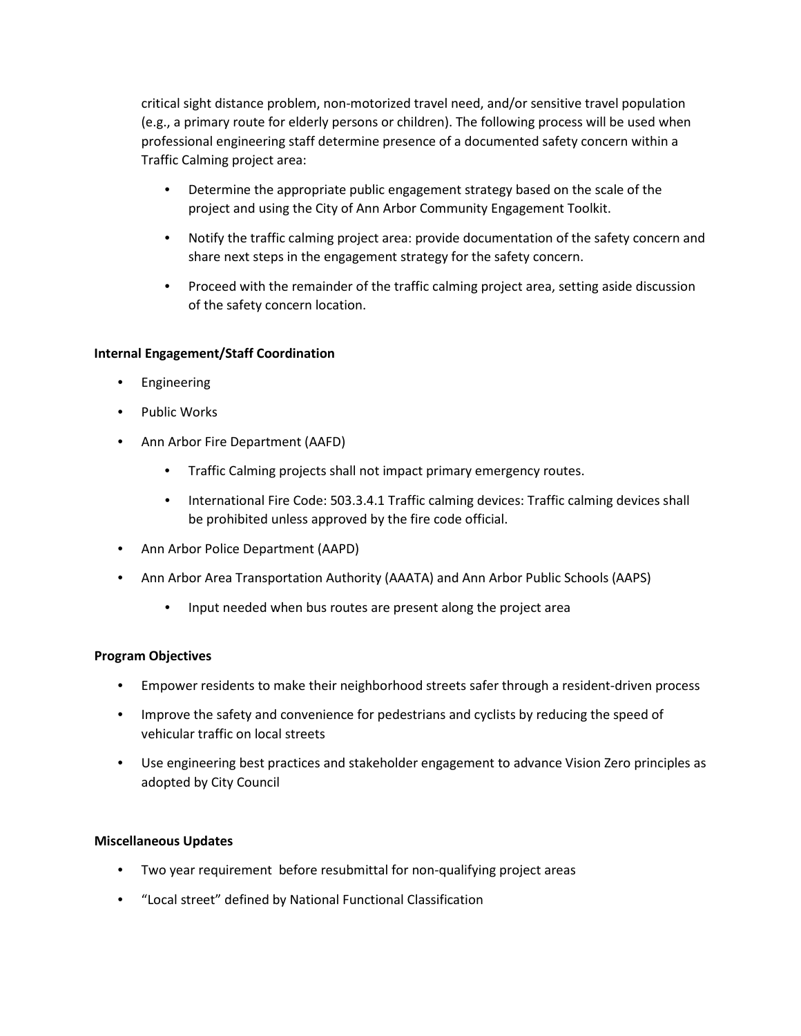critical sight distance problem, non-motorized travel need, and/or sensitive travel population (e.g., a primary route for elderly persons or children). The following process will be used when professional engineering staff determine presence of a documented safety concern within a Traffic Calming project area:

- Determine the appropriate public engagement strategy based on the scale of the project and using the City of Ann Arbor Community Engagement Toolkit.
- Notify the traffic calming project area: provide documentation of the safety concern and share next steps in the engagement strategy for the safety concern.
- Proceed with the remainder of the traffic calming project area, setting aside discussion of the safety concern location.

**Internal Engagement/Staff Coordination**

- Engineering
- Public Works
- Ann Arbor Fire Department (AAFD)
  - Traffic Calming projects shall not impact primary emergency routes.
  - International Fire Code: 503.3.4.1 Traffic calming devices: Traffic calming devices shall be prohibited unless approved by the fire code official.
- Ann Arbor Police Department (AAPD)
- Ann Arbor Area Transportation Authority (AAATA) and Ann Arbor Public Schools (AAPS)
  - Input needed when bus routes are present along the project area

**Program Objectives**

- Empower residents to make their neighborhood streets safer through a resident-driven process
- Improve the safety and convenience for pedestrians and cyclists by reducing the speed of vehicular traffic on local streets
- Use engineering best practices and stakeholder engagement to advance Vision Zero principles as adopted by City Council

**Miscellaneous Updates**

- Two year requirement before resubmittal for non-qualifying project areas
- "Local street" defined by National Functional Classification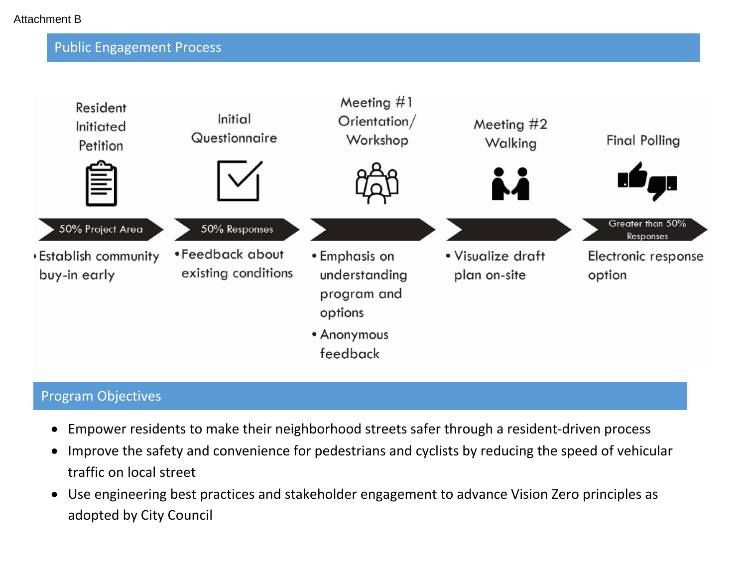Attachment B

## Public Engagement Process

| Resident Initiated Petition | Initial Questionnaire | Meeting #1 Orientation/ Workshop | Meeting #2 Walking | Final Polling |
| --- | --- | --- | --- | --- |
| 50% Project Area | 50% Responses | | | Greater than 50% Responses |
| • Establish community buy-in early | • Feedback about existing conditions | • Emphasis on understanding program and options<br>• Anonymous feedback | • Visualize draft plan on-site | Electronic response option |

## Program Objectives

- Empower residents to make their neighborhood streets safer through a resident-driven process
- Improve the safety and convenience for pedestrians and cyclists by reducing the speed of vehicular traffic on local street
- Use engineering best practices and stakeholder engagement to advance Vision Zero principles as adopted by City Council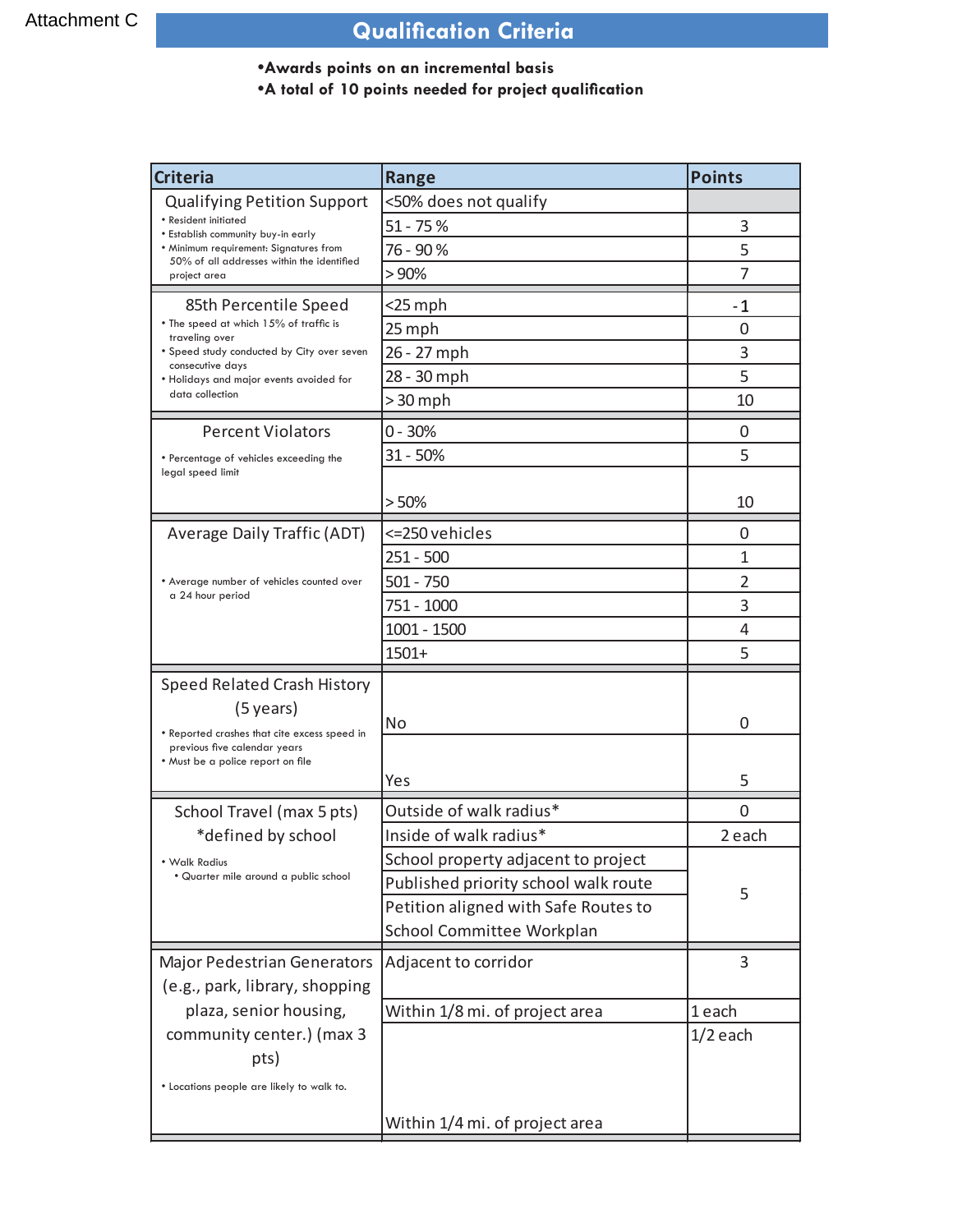Attachment C

# Qualification Criteria

- **Awards points on an incremental basis**
- **A total of 10 points needed for project qualification**

| Criteria | Range | Points |
|---|---|---|
| Qualifying Petition Support<br>• Resident initiated<br>• Establish community buy-in early<br>• Minimum requirement: Signatures from 50% of all addresses within the identified project area | <50% does not qualify | |
| | 51 - 75 % | 3 |
| | 76 - 90 % | 5 |
| | > 90% | 7 |
| 85th Percentile Speed<br>• The speed at which 15% of traffic is traveling over<br>• Speed study conducted by City over seven consecutive days<br>• Holidays and major events avoided for data collection | <25 mph | -1 |
| | 25 mph | 0 |
| | 26 - 27 mph | 3 |
| | 28 - 30 mph | 5 |
| | > 30 mph | 10 |
| Percent Violators<br>• Percentage of vehicles exceeding the legal speed limit | 0 - 30% | 0 |
| | 31 - 50% | 5 |
| | > 50% | 10 |
| Average Daily Traffic (ADT)<br>• Average number of vehicles counted over a 24 hour period | <=250 vehicles | 0 |
| | 251 - 500 | 1 |
| | 501 - 750 | 2 |
| | 751 - 1000 | 3 |
| | 1001 - 1500 | 4 |
| | 1501+ | 5 |
| Speed Related Crash History (5 years)<br>• Reported crashes that cite excess speed in previous five calendar years<br>• Must be a police report on file | No | 0 |
| | Yes | 5 |
| School Travel (max 5 pts)<br>*defined by school<br>• Walk Radius<br>• Quarter mile around a public school | Outside of walk radius* | 0 |
| | Inside of walk radius* | 2 each |
| | School property adjacent to project<br>Published priority school walk route<br>Petition aligned with Safe Routes to School Committee Workplan | 5 |
| Major Pedestrian Generators (e.g., park, library, shopping plaza, senior housing, community center.) (max 3 pts)<br>• Locations people are likely to walk to. | Adjacent to corridor | 3 |
| | Within 1/8 mi. of project area | 1 each |
| | Within 1/4 mi. of project area | 1/2 each |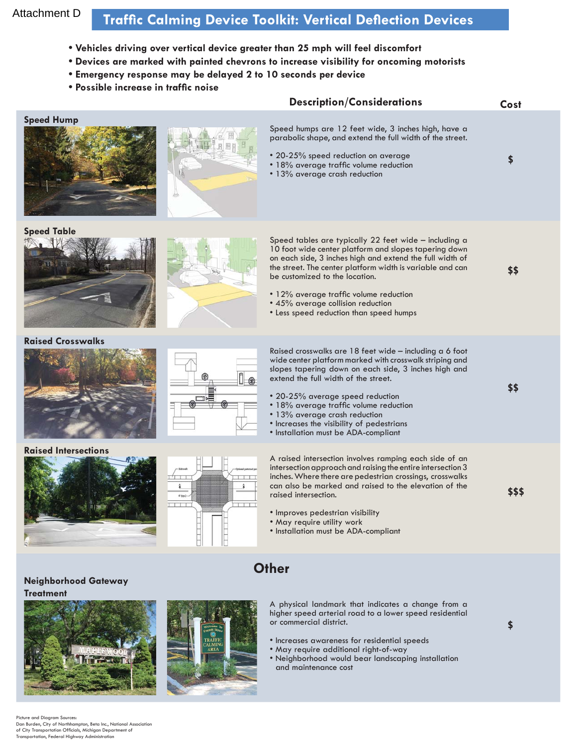Attachment D

# Traffic Calming Device Toolkit: Vertical Deflection Devices

- Vehicles driving over vertical device greater than 25 mph will feel discomfort
- Devices are marked with painted chevrons to increase visibility for oncoming motorists
- Emergency response may be delayed 2 to 10 seconds per device
- Possible increase in traffic noise

| Device | Description/Considerations | Cost |
|---|---|---|
| **Speed Hump** | Speed humps are 12 feet wide, 3 inches high, have a parabolic shape, and extend the full width of the street.<br><br>• 20-25% speed reduction on average<br>• 18% average traffic volume reduction<br>• 13% average crash reduction | $ |
| **Speed Table** | Speed tables are typically 22 feet wide – including a 10 foot wide center platform and slopes tapering down on each side, 3 inches high and extend the full width of the street. The center platform width is variable and can be customized to the location.<br><br>• 12% average traffic volume reduction<br>• 45% average collision reduction<br>• Less speed reduction than speed humps | $$ |
| **Raised Crosswalks** | Raised crosswalks are 18 feet wide – including a 6 foot wide center platform marked with crosswalk striping and slopes tapering down on each side, 3 inches high and extend the full width of the street.<br><br>• 20-25% average speed reduction<br>• 18% average traffic volume reduction<br>• 13% average crash reduction<br>• Increases the visibility of pedestrians<br>• Installation must be ADA-compliant | $$ |
| **Raised Intersections** | A raised intersection involves ramping each side of an intersection approach and raising the entire intersection 3 inches. Where there are pedestrian crossings, crosswalks can also be marked and raised to the elevation of the raised intersection.<br><br>• Improves pedestrian visibility<br>• May require utility work<br>• Installation must be ADA-compliant | $$$ |

## Other

| Device | Description/Considerations | Cost |
|---|---|---|
| **Neighborhood Gateway Treatment** | A physical landmark that indicates a change from a higher speed arterial road to a lower speed residential or commercial district.<br><br>• Increases awareness for residential speeds<br>• May require additional right-of-way<br>• Neighborhood would bear landscaping installation and maintenance cost | $ |

Picture and Diagram Sources:
Dan Burden, City of Northhampton, Beta Inc., National Association of City Transportation Officials, Michigan Department of Transportation, Federal Highway Administration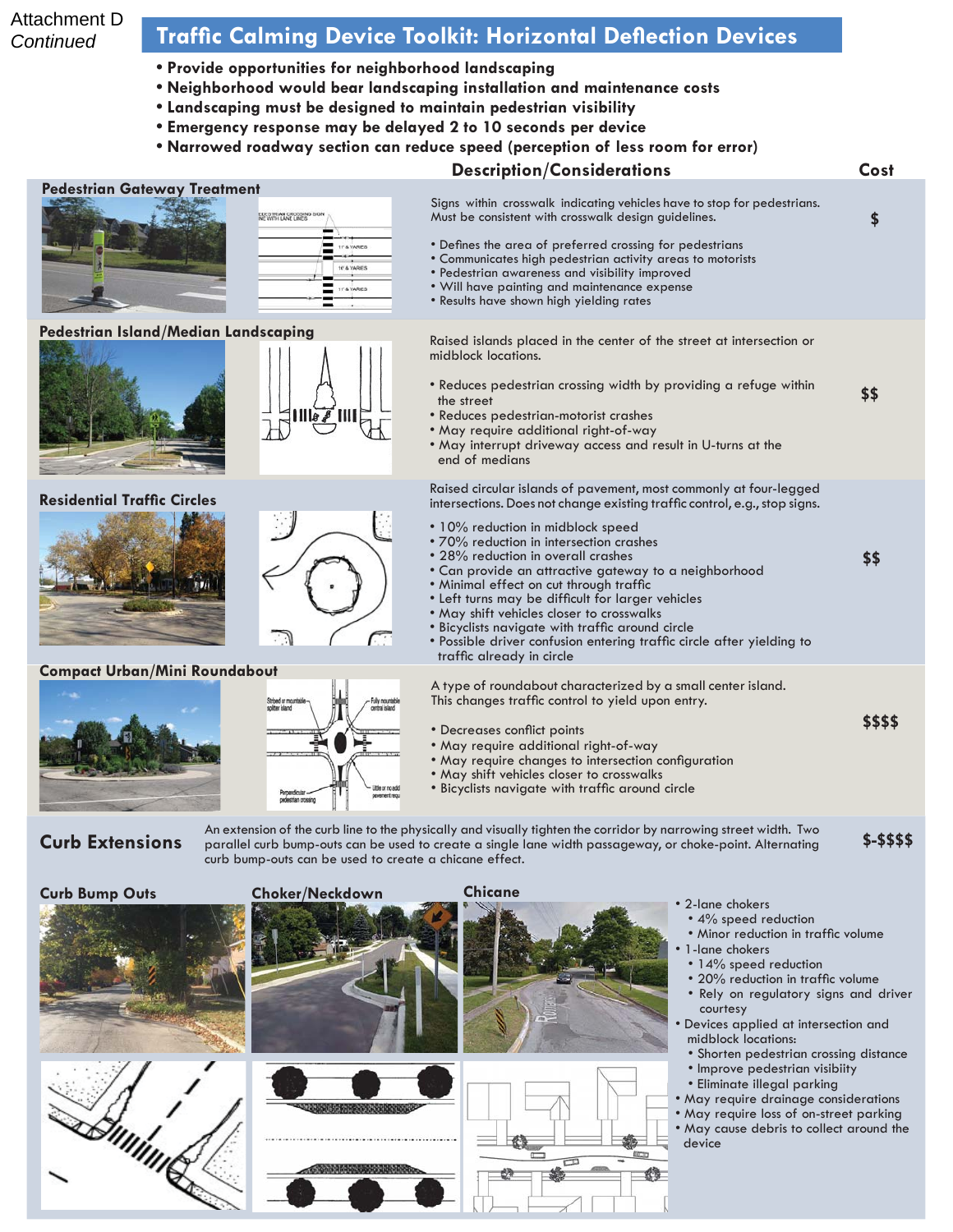Attachment D
*Continued*

# Traffic Calming Device Toolkit: Horizontal Deflection Devices

- Provide opportunities for neighborhood landscaping
- Neighborhood would bear landscaping installation and maintenance costs
- Landscaping must be designed to maintain pedestrian visibility
- Emergency response may be delayed 2 to 10 seconds per device
- Narrowed roadway section can reduce speed (perception of less room for error)

| Device | Description/Considerations | Cost |
|---|---|---|
| **Pedestrian Gateway Treatment** | Signs within crosswalk indicating vehicles have to stop for pedestrians. Must be consistent with crosswalk design guidelines.<br><br>• Defines the area of preferred crossing for pedestrians<br>• Communicates high pedestrian activity areas to motorists<br>• Pedestrian awareness and visibility improved<br>• Will have painting and maintenance expense<br>• Results have shown high yielding rates | $ |
| **Pedestrian Island/Median Landscaping** | Raised islands placed in the center of the street at intersection or midblock locations.<br><br>• Reduces pedestrian crossing width by providing a refuge within the street<br>• Reduces pedestrian-motorist crashes<br>• May require additional right-of-way<br>• May interrupt driveway access and result in U-turns at the end of medians | $$ |
| **Residential Traffic Circles** | Raised circular islands of pavement, most commonly at four-legged intersections. Does not change existing traffic control, e.g., stop signs.<br><br>• 10% reduction in midblock speed<br>• 70% reduction in intersection crashes<br>• 28% reduction in overall crashes<br>• Can provide an attractive gateway to a neighborhood<br>• Minimal effect on cut through traffic<br>• Left turns may be difficult for larger vehicles<br>• May shift vehicles closer to crosswalks<br>• Bicyclists navigate with traffic around circle<br>• Possible driver confusion entering traffic circle after yielding to traffic already in circle | $$ |
| **Compact Urban/Mini Roundabout** | A type of roundabout characterized by a small center island. This changes traffic control to yield upon entry.<br><br>• Decreases conflict points<br>• May require additional right-of-way<br>• May require changes to intersection configuration<br>• May shift vehicles closer to crosswalks<br>• Bicyclists navigate with traffic around circle | $$$$ |
| **Curb Extensions** | An extension of the curb line to the physically and visually tighten the corridor by narrowing street width. Two parallel curb bump-outs can be used to create a single lane width passageway, or choke-point. Alternating curb bump-outs can be used to create a chicane effect. | $-$$$$ |

### Curb Bump Outs

### Choker/Neckdown

### Chicane

- 2-lane chokers
  - 4% speed reduction
  - Minor reduction in traffic volume
- 1-lane chokers
  - 14% speed reduction
  - 20% reduction in traffic volume
  - Rely on regulatory signs and driver courtesy
- Devices applied at intersection and midblock locations:
  - Shorten pedestrian crossing distance
  - Improve pedestrian visibility
  - Eliminate illegal parking
- May require drainage considerations
- May require loss of on-street parking
- May cause debris to collect around the device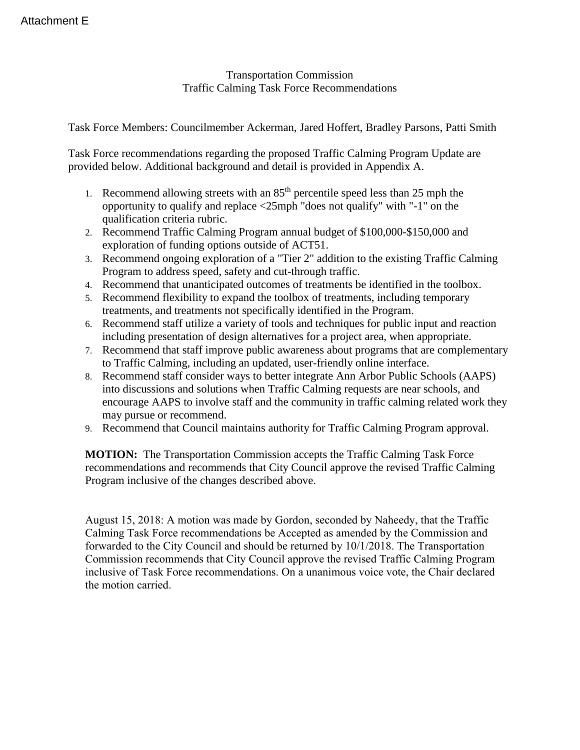Attachment E

# Transportation Commission
## Traffic Calming Task Force Recommendations

Task Force Members: Councilmember Ackerman, Jared Hoffert, Bradley Parsons, Patti Smith

Task Force recommendations regarding the proposed Traffic Calming Program Update are provided below. Additional background and detail is provided in Appendix A.

1. Recommend allowing streets with an 85th percentile speed less than 25 mph the opportunity to qualify and replace <25mph "does not qualify" with "-1" on the qualification criteria rubric.
2. Recommend Traffic Calming Program annual budget of $100,000-$150,000 and exploration of funding options outside of ACT51.
3. Recommend ongoing exploration of a "Tier 2" addition to the existing Traffic Calming Program to address speed, safety and cut-through traffic.
4. Recommend that unanticipated outcomes of treatments be identified in the toolbox.
5. Recommend flexibility to expand the toolbox of treatments, including temporary treatments, and treatments not specifically identified in the Program.
6. Recommend staff utilize a variety of tools and techniques for public input and reaction including presentation of design alternatives for a project area, when appropriate.
7. Recommend that staff improve public awareness about programs that are complementary to Traffic Calming, including an updated, user-friendly online interface.
8. Recommend staff consider ways to better integrate Ann Arbor Public Schools (AAPS) into discussions and solutions when Traffic Calming requests are near schools, and encourage AAPS to involve staff and the community in traffic calming related work they may pursue or recommend.
9. Recommend that Council maintains authority for Traffic Calming Program approval.

**MOTION:** The Transportation Commission accepts the Traffic Calming Task Force recommendations and recommends that City Council approve the revised Traffic Calming Program inclusive of the changes described above.

August 15, 2018: A motion was made by Gordon, seconded by Naheedy, that the Traffic Calming Task Force recommendations be Accepted as amended by the Commission and forwarded to the City Council and should be returned by 10/1/2018. The Transportation Commission recommends that City Council approve the revised Traffic Calming Program inclusive of Task Force recommendations. On a unanimous voice vote, the Chair declared the motion carried.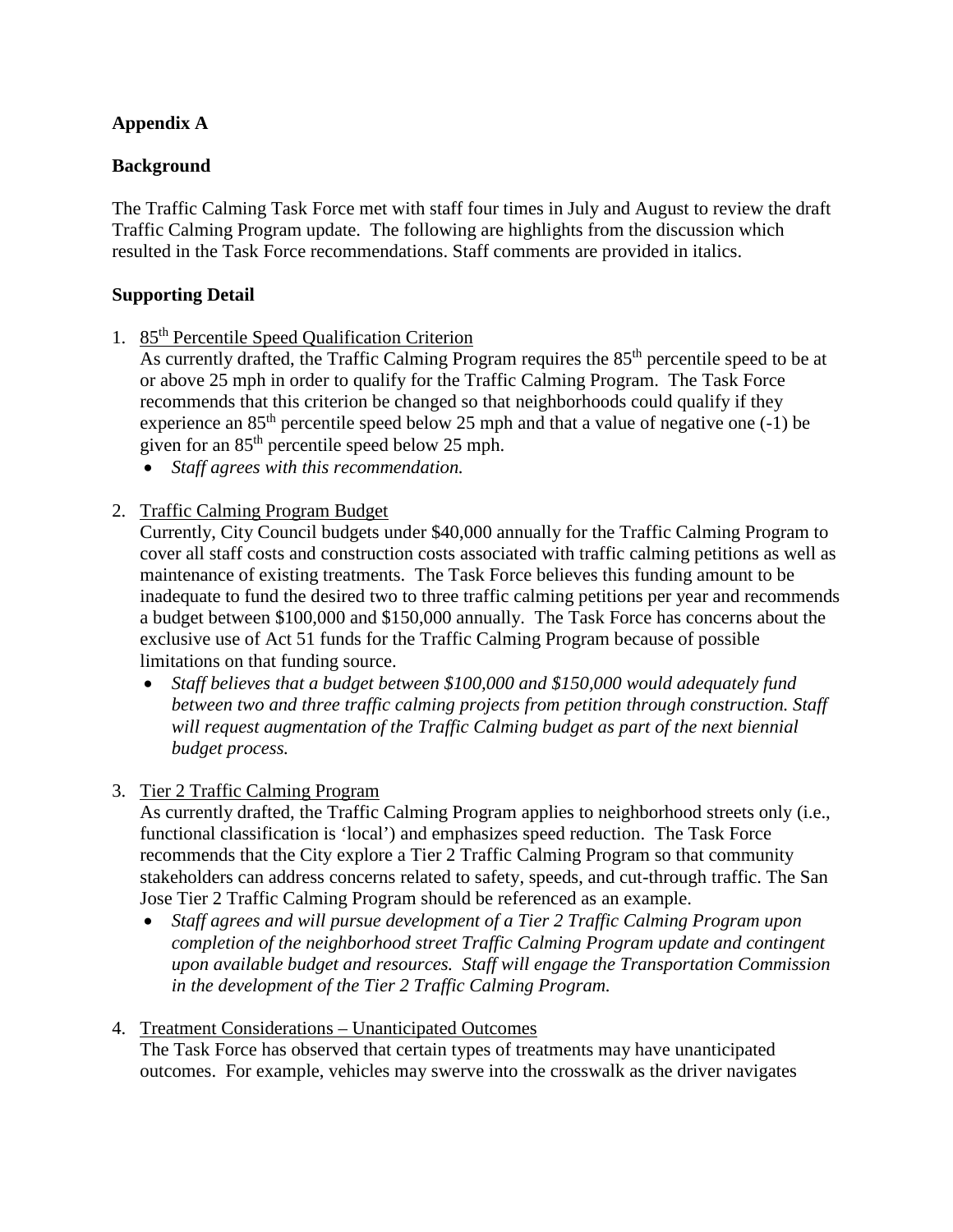**Appendix A**

**Background**

The Traffic Calming Task Force met with staff four times in July and August to review the draft Traffic Calming Program update. The following are highlights from the discussion which resulted in the Task Force recommendations. Staff comments are provided in italics.

**Supporting Detail**

1. 85th Percentile Speed Qualification Criterion
   As currently drafted, the Traffic Calming Program requires the 85th percentile speed to be at or above 25 mph in order to qualify for the Traffic Calming Program. The Task Force recommends that this criterion be changed so that neighborhoods could qualify if they experience an 85th percentile speed below 25 mph and that a value of negative one (-1) be given for an 85th percentile speed below 25 mph.
   - *Staff agrees with this recommendation.*

2. Traffic Calming Program Budget
   Currently, City Council budgets under $40,000 annually for the Traffic Calming Program to cover all staff costs and construction costs associated with traffic calming petitions as well as maintenance of existing treatments. The Task Force believes this funding amount to be inadequate to fund the desired two to three traffic calming petitions per year and recommends a budget between $100,000 and $150,000 annually. The Task Force has concerns about the exclusive use of Act 51 funds for the Traffic Calming Program because of possible limitations on that funding source.
   - *Staff believes that a budget between $100,000 and $150,000 would adequately fund between two and three traffic calming projects from petition through construction. Staff will request augmentation of the Traffic Calming budget as part of the next biennial budget process.*

3. Tier 2 Traffic Calming Program
   As currently drafted, the Traffic Calming Program applies to neighborhood streets only (i.e., functional classification is 'local') and emphasizes speed reduction. The Task Force recommends that the City explore a Tier 2 Traffic Calming Program so that community stakeholders can address concerns related to safety, speeds, and cut-through traffic. The San Jose Tier 2 Traffic Calming Program should be referenced as an example.
   - *Staff agrees and will pursue development of a Tier 2 Traffic Calming Program upon completion of the neighborhood street Traffic Calming Program update and contingent upon available budget and resources. Staff will engage the Transportation Commission in the development of the Tier 2 Traffic Calming Program.*

4. Treatment Considerations – Unanticipated Outcomes
   The Task Force has observed that certain types of treatments may have unanticipated outcomes. For example, vehicles may swerve into the crosswalk as the driver navigates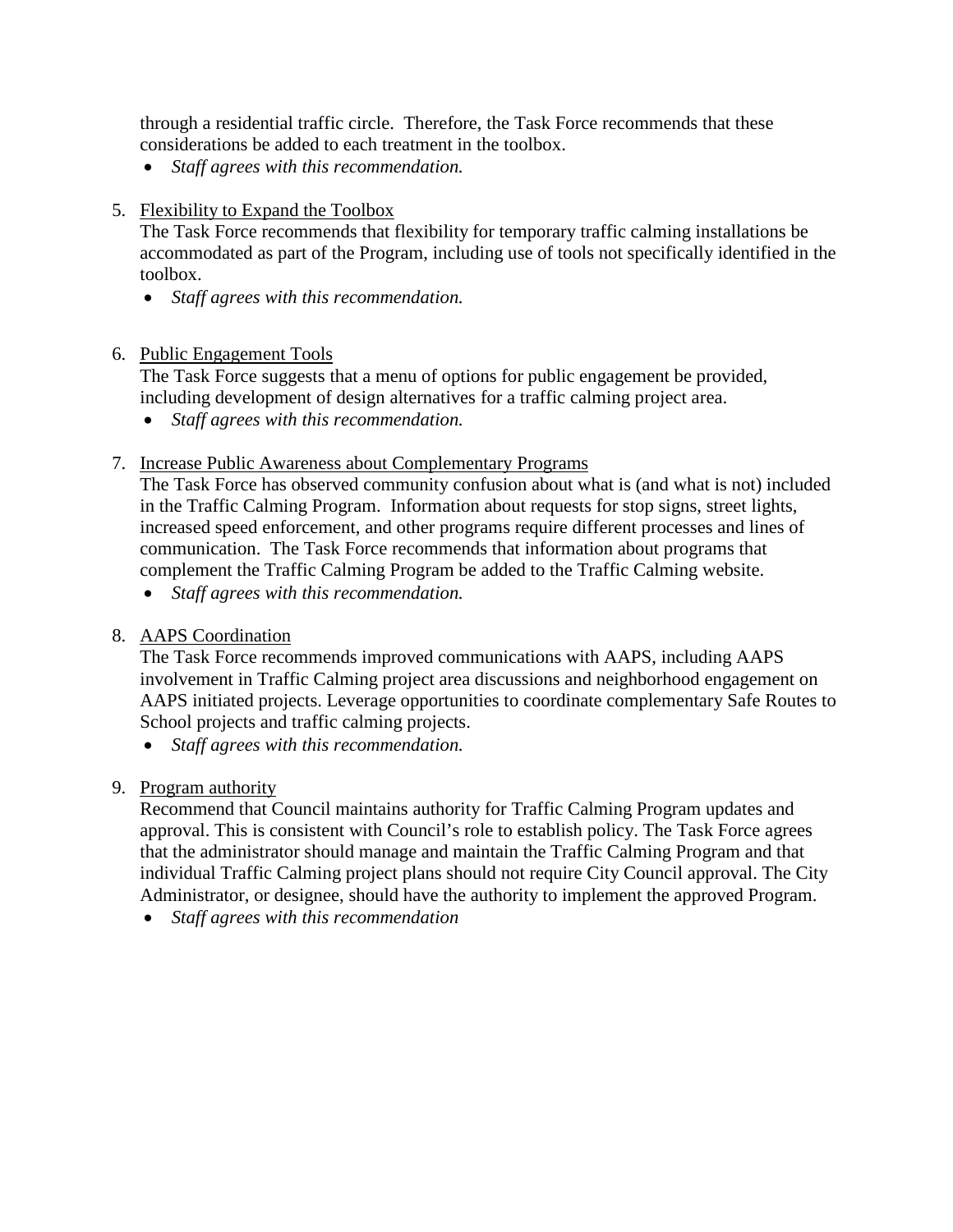through a residential traffic circle. Therefore, the Task Force recommends that these considerations be added to each treatment in the toolbox.

- *Staff agrees with this recommendation.*

5. Flexibility to Expand the Toolbox

   The Task Force recommends that flexibility for temporary traffic calming installations be accommodated as part of the Program, including use of tools not specifically identified in the toolbox.

   - *Staff agrees with this recommendation.*

6. Public Engagement Tools

   The Task Force suggests that a menu of options for public engagement be provided, including development of design alternatives for a traffic calming project area.

   - *Staff agrees with this recommendation.*

7. Increase Public Awareness about Complementary Programs

   The Task Force has observed community confusion about what is (and what is not) included in the Traffic Calming Program. Information about requests for stop signs, street lights, increased speed enforcement, and other programs require different processes and lines of communication. The Task Force recommends that information about programs that complement the Traffic Calming Program be added to the Traffic Calming website.

   - *Staff agrees with this recommendation.*

8. AAPS Coordination

   The Task Force recommends improved communications with AAPS, including AAPS involvement in Traffic Calming project area discussions and neighborhood engagement on AAPS initiated projects. Leverage opportunities to coordinate complementary Safe Routes to School projects and traffic calming projects.

   - *Staff agrees with this recommendation.*

9. Program authority

   Recommend that Council maintains authority for Traffic Calming Program updates and approval. This is consistent with Council's role to establish policy. The Task Force agrees that the administrator should manage and maintain the Traffic Calming Program and that individual Traffic Calming project plans should not require City Council approval. The City Administrator, or designee, should have the authority to implement the approved Program.

   - *Staff agrees with this recommendation*